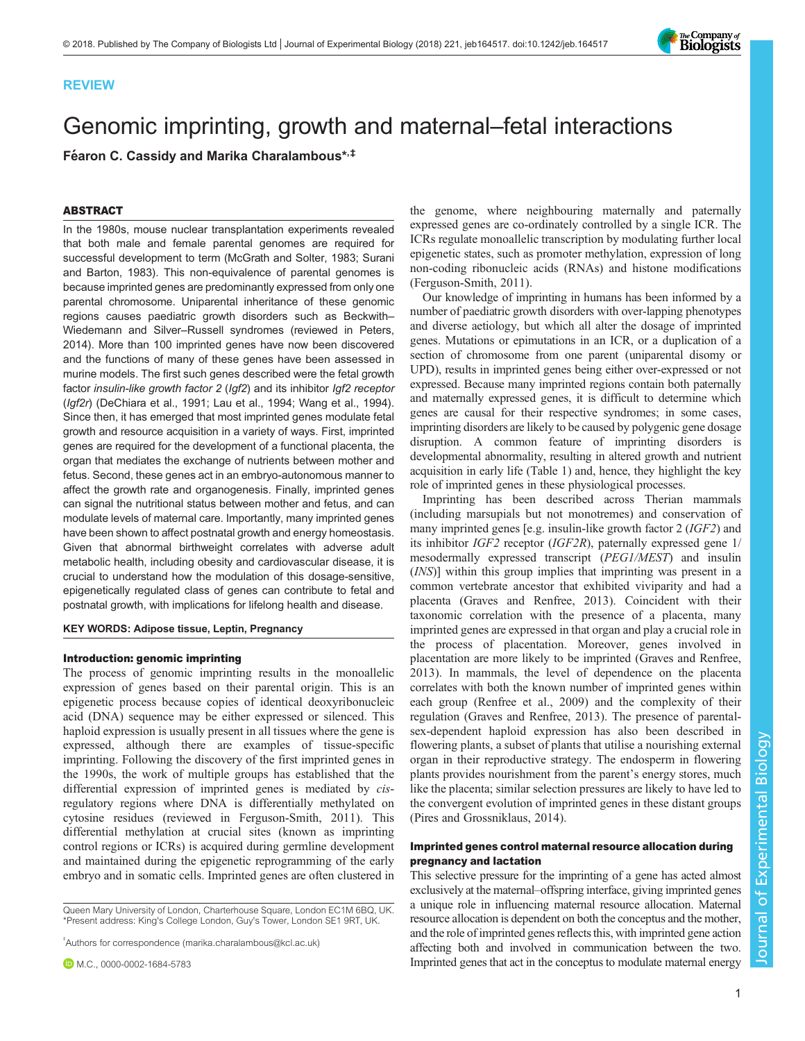REVIEW

# Genomic imprinting, growth and maternal–fetal interactions

**Féaron C. Cassidy and Marika Charalambous*,‡**

## ABSTRACT

In the 1980s, mouse nuclear transplantation experiments revealed that both male and female parental genomes are required for successful development to term (McGrath and Solter, 1983; Surani and Barton, 1983). This non-equivalence of parental genomes is because imprinted genes are predominantly expressed from only one parental chromosome. Uniparental inheritance of these genomic regions causes paediatric growth disorders such as Beckwith–Wiedemann and Silver–Russell syndromes (reviewed in Peters, 2014). More than 100 imprinted genes have now been discovered and the functions of many of these genes have been assessed in murine models. The first such genes described were the fetal growth factor *insulin-like growth factor 2* (*Igf2*) and its inhibitor *Igf2 receptor* (*Igf2r*) (DeChiara et al., 1991; Lau et al., 1994; Wang et al., 1994). Since then, it has emerged that most imprinted genes modulate fetal growth and resource acquisition in a variety of ways. First, imprinted genes are required for the development of a functional placenta, the organ that mediates the exchange of nutrients between mother and fetus. Second, these genes act in an embryo-autonomous manner to affect the growth rate and organogenesis. Finally, imprinted genes can signal the nutritional status between mother and fetus, and can modulate levels of maternal care. Importantly, many imprinted genes have been shown to affect postnatal growth and energy homeostasis. Given that abnormal birthweight correlates with adverse adult metabolic health, including obesity and cardiovascular disease, it is crucial to understand how the modulation of this dosage-sensitive, epigenetically regulated class of genes can contribute to fetal and postnatal growth, with implications for lifelong health and disease.

**KEY WORDS: Adipose tissue, Leptin, Pregnancy**

## Introduction: genomic imprinting

The process of genomic imprinting results in the monoallelic expression of genes based on their parental origin. This is an epigenetic process because copies of identical deoxyribonucleic acid (DNA) sequence may be either expressed or silenced. This haploid expression is usually present in all tissues where the gene is expressed, although there are examples of tissue-specific imprinting. Following the discovery of the first imprinted genes in the 1990s, the work of multiple groups has established that the differential expression of imprinted genes is mediated by *cis*-regulatory regions where DNA is differentially methylated on cytosine residues (reviewed in Ferguson-Smith, 2011). This differential methylation at crucial sites (known as imprinting control regions or ICRs) is acquired during germline development and maintained during the epigenetic reprogramming of the early embryo and in somatic cells. Imprinted genes are often clustered in the genome, where neighbouring maternally and paternally expressed genes are co-ordinately controlled by a single ICR. The ICRs regulate monoallelic transcription by modulating further local epigenetic states, such as promoter methylation, expression of long non-coding ribonucleic acids (RNAs) and histone modifications (Ferguson-Smith, 2011).

Our knowledge of imprinting in humans has been informed by a number of paediatric growth disorders with over-lapping phenotypes and diverse aetiology, but which all alter the dosage of imprinted genes. Mutations or epimutations in an ICR, or a duplication of a section of chromosome from one parent (uniparental disomy or UPD), results in imprinted genes being either over-expressed or not expressed. Because many imprinted regions contain both paternally and maternally expressed genes, it is difficult to determine which genes are causal for their respective syndromes; in some cases, imprinting disorders are likely to be caused by polygenic gene dosage disruption. A common feature of imprinting disorders is developmental abnormality, resulting in altered growth and nutrient acquisition in early life (Table 1) and, hence, they highlight the key role of imprinted genes in these physiological processes.

Imprinting has been described across Therian mammals (including marsupials but not monotremes) and conservation of many imprinted genes [e.g. insulin-like growth factor 2 (*IGF2*) and its inhibitor *IGF2* receptor (*IGF2R*), paternally expressed gene 1/mesodermally expressed transcript (*PEG1/MEST*) and insulin (*INS*)] within this group implies that imprinting was present in a common vertebrate ancestor that exhibited viviparity and had a placenta (Graves and Renfree, 2013). Coincident with their taxonomic correlation with the presence of a placenta, many imprinted genes are expressed in that organ and play a crucial role in the process of placentation. Moreover, genes involved in placentation are more likely to be imprinted (Graves and Renfree, 2013). In mammals, the level of dependence on the placenta correlates with both the known number of imprinted genes within each group (Renfree et al., 2009) and the complexity of their regulation (Graves and Renfree, 2013). The presence of parental-sex-dependent haploid expression has also been described in flowering plants, a subset of plants that utilise a nourishing external organ in their reproductive strategy. The endosperm in flowering plants provides nourishment from the parent's energy stores, much like the placenta; similar selection pressures are likely to have led to the convergent evolution of imprinted genes in these distant groups (Pires and Grossniklaus, 2014).

## Imprinted genes control maternal resource allocation during pregnancy and lactation

This selective pressure for the imprinting of a gene has acted almost exclusively at the maternal–offspring interface, giving imprinted genes a unique role in influencing maternal resource allocation. Maternal resource allocation is dependent on both the conceptus and the mother, and the role of imprinted genes reflects this, with imprinted gene action affecting both and involved in communication between the two. Imprinted genes that act in the conceptus to modulate maternal energy

Queen Mary University of London, Charterhouse Square, London EC1M 6BQ, UK.
*Present address: King's College London, Guy's Tower, London SE1 9RT, UK.

‡Authors for correspondence (marika.charalambous@kcl.ac.uk)

M.C., 0000-0002-1684-5783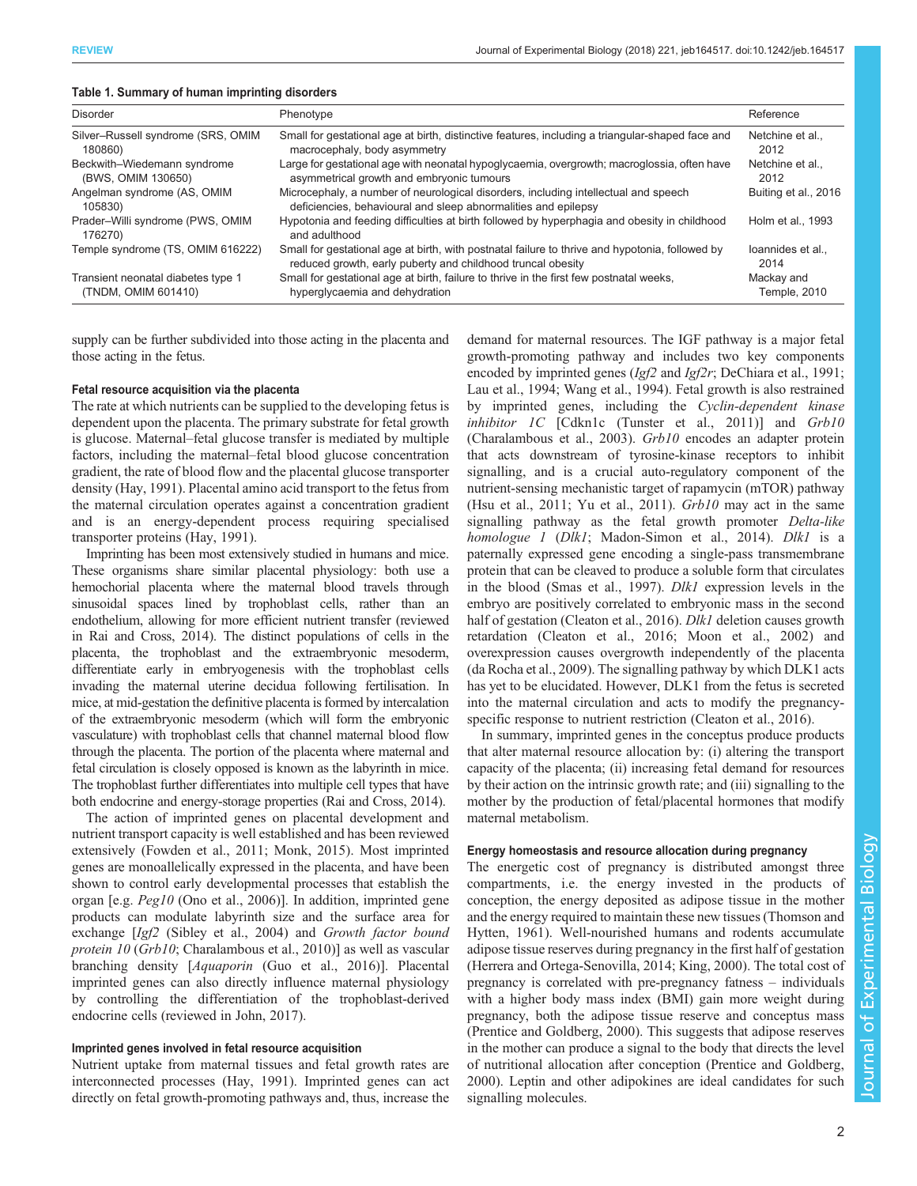**Table 1. Summary of human imprinting disorders**

| Disorder | Phenotype | Reference |
|---|---|---|
| Silver–Russell syndrome (SRS, OMIM 180860) | Small for gestational age at birth, distinctive features, including a triangular-shaped face and macrocephaly, body asymmetry | Netchine et al., 2012 |
| Beckwith–Wiedemann syndrome (BWS, OMIM 130650) | Large for gestational age with neonatal hypoglycaemia, overgrowth; macroglossia, often have asymmetrical growth and embryonic tumours | Netchine et al., 2012 |
| Angelman syndrome (AS, OMIM 105830) | Microcephaly, a number of neurological disorders, including intellectual and speech deficiencies, behavioural and sleep abnormalities and epilepsy | Buiting et al., 2016 |
| Prader–Willi syndrome (PWS, OMIM 176270) | Hypotonia and feeding difficulties at birth followed by hyperphagia and obesity in childhood and adulthood | Holm et al., 1993 |
| Temple syndrome (TS, OMIM 616222) | Small for gestational age at birth, with postnatal failure to thrive and hypotonia, followed by reduced growth, early puberty and childhood truncal obesity | Ioannides et al., 2014 |
| Transient neonatal diabetes type 1 (TNDM, OMIM 601410) | Small for gestational age at birth, failure to thrive in the first few postnatal weeks, hyperglycaemia and dehydration | Mackay and Temple, 2010 |

supply can be further subdivided into those acting in the placenta and those acting in the fetus.

#### Fetal resource acquisition via the placenta

The rate at which nutrients can be supplied to the developing fetus is dependent upon the placenta. The primary substrate for fetal growth is glucose. Maternal–fetal glucose transfer is mediated by multiple factors, including the maternal–fetal blood glucose concentration gradient, the rate of blood flow and the placental glucose transporter density (Hay, 1991). Placental amino acid transport to the fetus from the maternal circulation operates against a concentration gradient and is an energy-dependent process requiring specialised transporter proteins (Hay, 1991).

Imprinting has been most extensively studied in humans and mice. These organisms share similar placental physiology: both use a hemochorial placenta where the maternal blood travels through sinusoidal spaces lined by trophoblast cells, rather than an endothelium, allowing for more efficient nutrient transfer (reviewed in Rai and Cross, 2014). The distinct populations of cells in the placenta, the trophoblast and the extraembryonic mesoderm, differentiate early in embryogenesis with the trophoblast cells invading the maternal uterine decidua following fertilisation. In mice, at mid-gestation the definitive placenta is formed by intercalation of the extraembryonic mesoderm (which will form the embryonic vasculature) with trophoblast cells that channel maternal blood flow through the placenta. The portion of the placenta where maternal and fetal circulation is closely opposed is known as the labyrinth in mice. The trophoblast further differentiates into multiple cell types that have both endocrine and energy-storage properties (Rai and Cross, 2014).

The action of imprinted genes on placental development and nutrient transport capacity is well established and has been reviewed extensively (Fowden et al., 2011; Monk, 2015). Most imprinted genes are monoallelically expressed in the placenta, and have been shown to control early developmental processes that establish the organ [e.g. *Peg10* (Ono et al., 2006)]. In addition, imprinted gene products can modulate labyrinth size and the surface area for exchange [*Igf2* (Sibley et al., 2004) and *Growth factor bound protein 10* (*Grb10*; Charalambous et al., 2010)] as well as vascular branching density [*Aquaporin* (Guo et al., 2016)]. Placental imprinted genes can also directly influence maternal physiology by controlling the differentiation of the trophoblast-derived endocrine cells (reviewed in John, 2017).

#### Imprinted genes involved in fetal resource acquisition

Nutrient uptake from maternal tissues and fetal growth rates are interconnected processes (Hay, 1991). Imprinted genes can act directly on fetal growth-promoting pathways and, thus, increase the demand for maternal resources. The IGF pathway is a major fetal growth-promoting pathway and includes two key components encoded by imprinted genes (*Igf2* and *Igf2r*; DeChiara et al., 1991; Lau et al., 1994; Wang et al., 1994). Fetal growth is also restrained by imprinted genes, including the *Cyclin-dependent kinase inhibitor 1C* [Cdkn1c (Tunster et al., 2011)] and *Grb10* (Charalambous et al., 2003). *Grb10* encodes an adapter protein that acts downstream of tyrosine-kinase receptors to inhibit signalling, and is a crucial auto-regulatory component of the nutrient-sensing mechanistic target of rapamycin (mTOR) pathway (Hsu et al., 2011; Yu et al., 2011). *Grb10* may act in the same signalling pathway as the fetal growth promoter *Delta-like homologue 1* (*Dlk1*; Madon-Simon et al., 2014). *Dlk1* is a paternally expressed gene encoding a single-pass transmembrane protein that can be cleaved to produce a soluble form that circulates in the blood (Smas et al., 1997). *Dlk1* expression levels in the embryo are positively correlated to embryonic mass in the second half of gestation (Cleaton et al., 2016). *Dlk1* deletion causes growth retardation (Cleaton et al., 2016; Moon et al., 2002) and overexpression causes overgrowth independently of the placenta (da Rocha et al., 2009). The signalling pathway by which DLK1 acts has yet to be elucidated. However, DLK1 from the fetus is secreted into the maternal circulation and acts to modify the pregnancy-specific response to nutrient restriction (Cleaton et al., 2016).

In summary, imprinted genes in the conceptus produce products that alter maternal resource allocation by: (i) altering the transport capacity of the placenta; (ii) increasing fetal demand for resources by their action on the intrinsic growth rate; and (iii) signalling to the mother by the production of fetal/placental hormones that modify maternal metabolism.

#### Energy homeostasis and resource allocation during pregnancy

The energetic cost of pregnancy is distributed amongst three compartments, i.e. the energy invested in the products of conception, the energy deposited as adipose tissue in the mother and the energy required to maintain these new tissues (Thomson and Hytten, 1961). Well-nourished humans and rodents accumulate adipose tissue reserves during pregnancy in the first half of gestation (Herrera and Ortega-Senovilla, 2014; King, 2000). The total cost of pregnancy is correlated with pre-pregnancy fatness – individuals with a higher body mass index (BMI) gain more weight during pregnancy, both the adipose tissue reserve and conceptus mass (Prentice and Goldberg, 2000). This suggests that adipose reserves in the mother can produce a signal to the body that directs the level of nutritional allocation after conception (Prentice and Goldberg, 2000). Leptin and other adipokines are ideal candidates for such signalling molecules.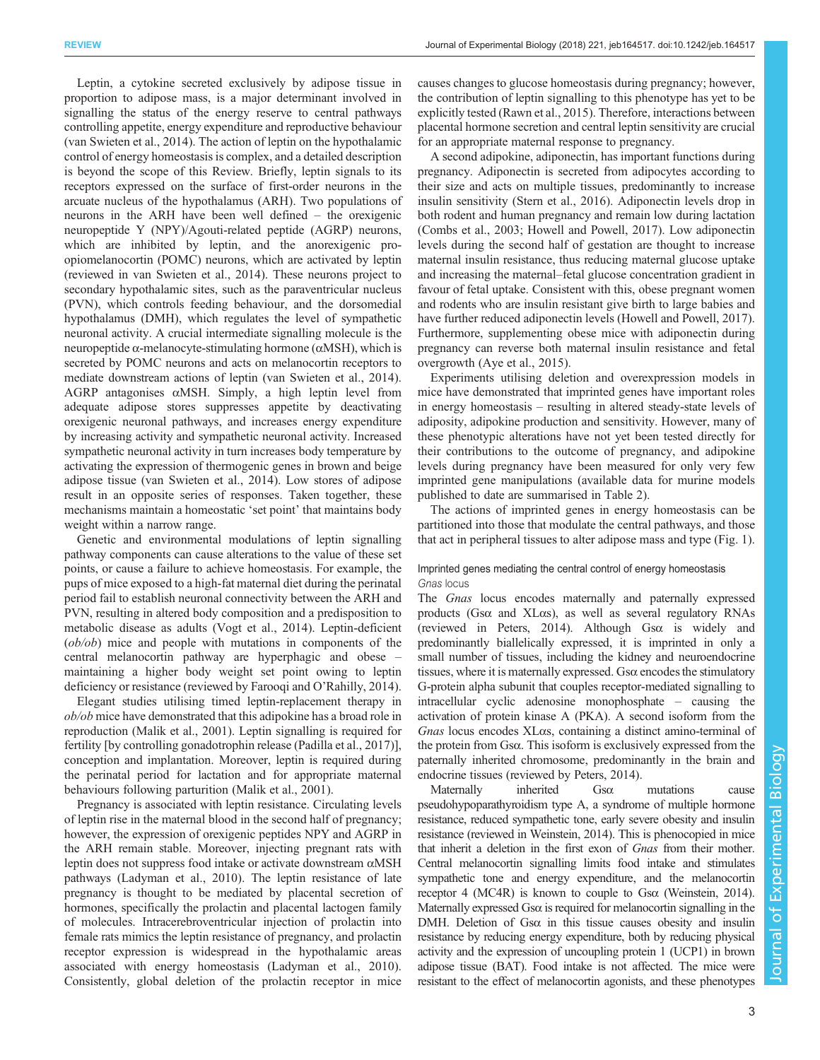Leptin, a cytokine secreted exclusively by adipose tissue in proportion to adipose mass, is a major determinant involved in signalling the status of the energy reserve to central pathways controlling appetite, energy expenditure and reproductive behaviour (van Swieten et al., 2014). The action of leptin on the hypothalamic control of energy homeostasis is complex, and a detailed description is beyond the scope of this Review. Briefly, leptin signals to its receptors expressed on the surface of first-order neurons in the arcuate nucleus of the hypothalamus (ARH). Two populations of neurons in the ARH have been well defined – the orexigenic neuropeptide Y (NPY)/Agouti-related peptide (AGRP) neurons, which are inhibited by leptin, and the anorexigenic pro-opiomelanocortin (POMC) neurons, which are activated by leptin (reviewed in van Swieten et al., 2014). These neurons project to secondary hypothalamic sites, such as the paraventricular nucleus (PVN), which controls feeding behaviour, and the dorsomedial hypothalamus (DMH), which regulates the level of sympathetic neuronal activity. A crucial intermediate signalling molecule is the neuropeptide α-melanocyte-stimulating hormone (αMSH), which is secreted by POMC neurons and acts on melanocortin receptors to mediate downstream actions of leptin (van Swieten et al., 2014). AGRP antagonises αMSH. Simply, a high leptin level from adequate adipose stores suppresses appetite by deactivating orexigenic neuronal pathways, and increases energy expenditure by increasing activity and sympathetic neuronal activity. Increased sympathetic neuronal activity in turn increases body temperature by activating the expression of thermogenic genes in brown and beige adipose tissue (van Swieten et al., 2014). Low stores of adipose result in an opposite series of responses. Taken together, these mechanisms maintain a homeostatic 'set point' that maintains body weight within a narrow range.

Genetic and environmental modulations of leptin signalling pathway components can cause alterations to the value of these set points, or cause a failure to achieve homeostasis. For example, the pups of mice exposed to a high-fat maternal diet during the perinatal period fail to establish neuronal connectivity between the ARH and PVN, resulting in altered body composition and a predisposition to metabolic disease as adults (Vogt et al., 2014). Leptin-deficient (*ob/ob*) mice and people with mutations in components of the central melanocortin pathway are hyperphagic and obese – maintaining a higher body weight set point owing to leptin deficiency or resistance (reviewed by Farooqi and O'Rahilly, 2014).

Elegant studies utilising timed leptin-replacement therapy in *ob/ob* mice have demonstrated that this adipokine has a broad role in reproduction (Malik et al., 2001). Leptin signalling is required for fertility [by controlling gonadotrophin release (Padilla et al., 2017)], conception and implantation. Moreover, leptin is required during the perinatal period for lactation and for appropriate maternal behaviours following parturition (Malik et al., 2001).

Pregnancy is associated with leptin resistance. Circulating levels of leptin rise in the maternal blood in the second half of pregnancy; however, the expression of orexigenic peptides NPY and AGRP in the ARH remain stable. Moreover, injecting pregnant rats with leptin does not suppress food intake or activate downstream αMSH pathways (Ladyman et al., 2010). The leptin resistance of late pregnancy is thought to be mediated by placental secretion of hormones, specifically the prolactin and placental lactogen family of molecules. Intracerebroventricular injection of prolactin into female rats mimics the leptin resistance of pregnancy, and prolactin receptor expression is widespread in the hypothalamic areas associated with energy homeostasis (Ladyman et al., 2010). Consistently, global deletion of the prolactin receptor in mice causes changes to glucose homeostasis during pregnancy; however, the contribution of leptin signalling to this phenotype has yet to be explicitly tested (Rawn et al., 2015). Therefore, interactions between placental hormone secretion and central leptin sensitivity are crucial for an appropriate maternal response to pregnancy.

A second adipokine, adiponectin, has important functions during pregnancy. Adiponectin is secreted from adipocytes according to their size and acts on multiple tissues, predominantly to increase insulin sensitivity (Stern et al., 2016). Adiponectin levels drop in both rodent and human pregnancy and remain low during lactation (Combs et al., 2003; Howell and Powell, 2017). Low adiponectin levels during the second half of gestation are thought to increase maternal insulin resistance, thus reducing maternal glucose uptake and increasing the maternal–fetal glucose concentration gradient in favour of fetal uptake. Consistent with this, obese pregnant women and rodents who are insulin resistant give birth to large babies and have further reduced adiponectin levels (Howell and Powell, 2017). Furthermore, supplementing obese mice with adiponectin during pregnancy can reverse both maternal insulin resistance and fetal overgrowth (Aye et al., 2015).

Experiments utilising deletion and overexpression models in mice have demonstrated that imprinted genes have important roles in energy homeostasis – resulting in altered steady-state levels of adiposity, adipokine production and sensitivity. However, many of these phenotypic alterations have not yet been tested directly for their contributions to the outcome of pregnancy, and adipokine levels during pregnancy have been measured for only very few imprinted gene manipulations (available data for murine models published to date are summarised in Table 2).

The actions of imprinted genes in energy homeostasis can be partitioned into those that modulate the central pathways, and those that act in peripheral tissues to alter adipose mass and type (Fig. 1).

## Imprinted genes mediating the central control of energy homeostasis

### *Gnas* locus

The *Gnas* locus encodes maternally and paternally expressed products (Gsα and XLαs), as well as several regulatory RNAs (reviewed in Peters, 2014). Although Gsα is widely and predominantly biallelically expressed, it is imprinted in only a small number of tissues, including the kidney and neuroendocrine tissues, where it is maternally expressed. Gsα encodes the stimulatory G-protein alpha subunit that couples receptor-mediated signalling to intracellular cyclic adenosine monophosphate – causing the activation of protein kinase A (PKA). A second isoform from the *Gnas* locus encodes XLαs, containing a distinct amino-terminal of the protein from Gsα. This isoform is exclusively expressed from the paternally inherited chromosome, predominantly in the brain and endocrine tissues (reviewed by Peters, 2014).

Maternally inherited Gsα mutations cause pseudohypoparathyroidism type A, a syndrome of multiple hormone resistance, reduced sympathetic tone, early severe obesity and insulin resistance (reviewed in Weinstein, 2014). This is phenocopied in mice that inherit a deletion in the first exon of *Gnas* from their mother. Central melanocortin signalling limits food intake and stimulates sympathetic tone and energy expenditure, and the melanocortin receptor 4 (MC4R) is known to couple to Gsα (Weinstein, 2014). Maternally expressed Gsα is required for melanocortin signalling in the DMH. Deletion of Gsα in this tissue causes obesity and insulin resistance by reducing energy expenditure, both by reducing physical activity and the expression of uncoupling protein 1 (UCP1) in brown adipose tissue (BAT). Food intake is not affected. The mice were resistant to the effect of melanocortin agonists, and these phenotypes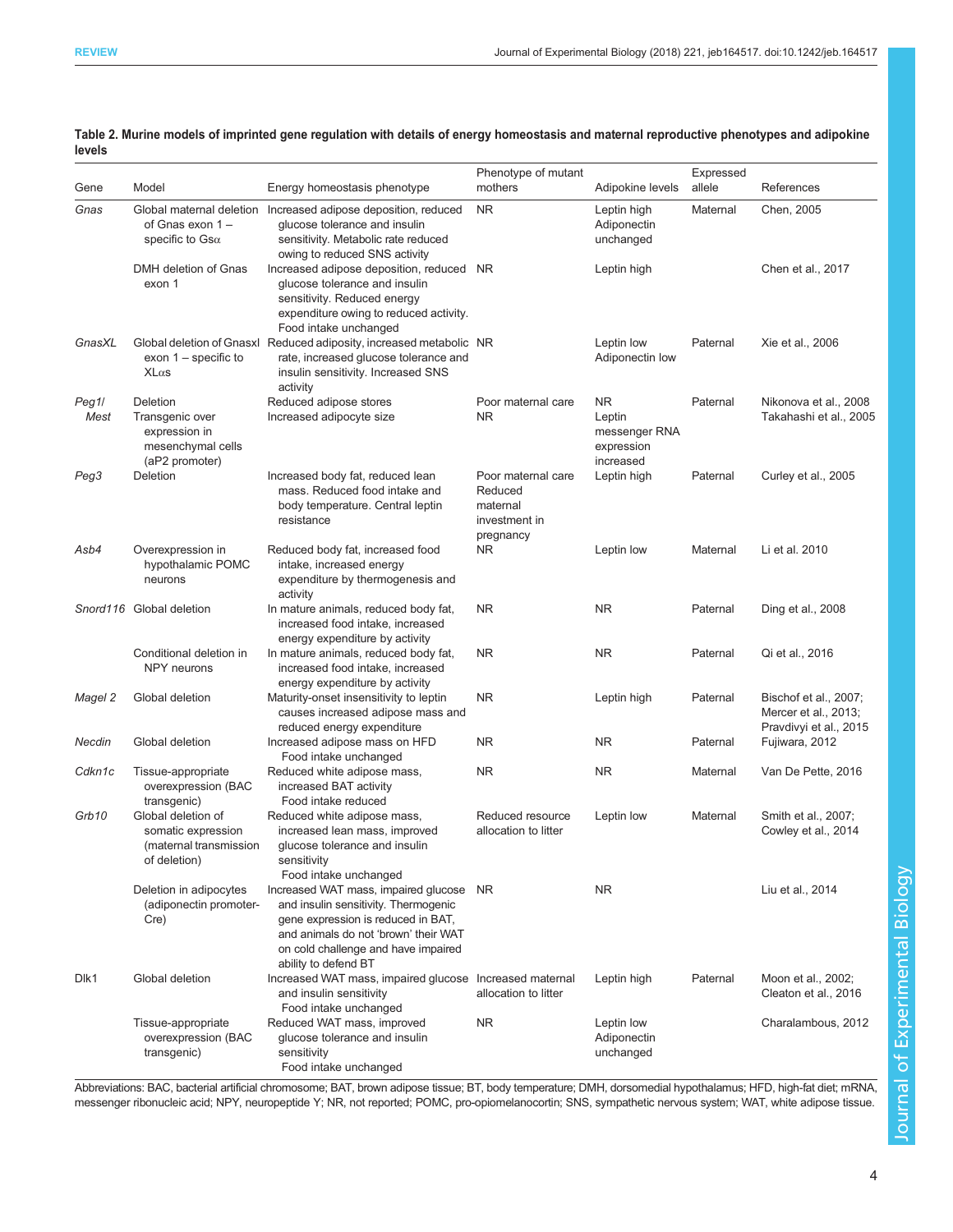**Table 2. Murine models of imprinted gene regulation with details of energy homeostasis and maternal reproductive phenotypes and adipokine levels**

| Gene | Model | Energy homeostasis phenotype | Phenotype of mutant mothers | Adipokine levels | Expressed allele | References |
|---|---|---|---|---|---|---|
| *Gnas* | Global maternal deletion of Gnas exon 1 – specific to Gsα | Increased adipose deposition, reduced glucose tolerance and insulin sensitivity. Metabolic rate reduced owing to reduced SNS activity | NR | Leptin high Adiponectin unchanged | Maternal | Chen, 2005 |
| | DMH deletion of Gnas exon 1 | Increased adipose deposition, reduced glucose tolerance and insulin sensitivity. Reduced energy expenditure owing to reduced activity. Food intake unchanged | NR | Leptin high | | Chen et al., 2017 |
| *GnasXL* | Global deletion of Gnasxl exon 1 – specific to XLαs | Reduced adiposity, increased metabolic rate, increased glucose tolerance and insulin sensitivity. Increased SNS activity | NR | Leptin low Adiponectin low | Paternal | Xie et al., 2006 |
| *Peg1/ Mest* | Deletion | Reduced adipose stores | Poor maternal care | NR | Paternal | Nikonova et al., 2008 |
| | Transgenic over expression in mesenchymal cells (aP2 promoter) | Increased adipocyte size | NR | Leptin messenger RNA expression increased | | Takahashi et al., 2005 |
| *Peg3* | Deletion | Increased body fat, reduced lean mass. Reduced food intake and body temperature. Central leptin resistance | Poor maternal care Reduced maternal investment in pregnancy | Leptin high | Paternal | Curley et al., 2005 |
| *Asb4* | Overexpression in hypothalamic POMC neurons | Reduced body fat, increased food intake, increased energy expenditure by thermogenesis and activity | NR | Leptin low | Maternal | Li et al. 2010 |
| *Snord116* | Global deletion | In mature animals, reduced body fat, increased food intake, increased energy expenditure by activity | NR | NR | Paternal | Ding et al., 2008 |
| | Conditional deletion in NPY neurons | In mature animals, reduced body fat, increased food intake, increased energy expenditure by activity | NR | NR | Paternal | Qi et al., 2016 |
| *Magel 2* | Global deletion | Maturity-onset insensitivity to leptin causes increased adipose mass and reduced energy expenditure | NR | Leptin high | Paternal | Bischof et al., 2007; Mercer et al., 2013; Pravdivyi et al., 2015 |
| *Necdin* | Global deletion | Increased adipose mass on HFD Food intake unchanged | NR | NR | Paternal | Fujiwara, 2012 |
| *Cdkn1c* | Tissue-appropriate overexpression (BAC transgenic) | Reduced white adipose mass, increased BAT activity Food intake reduced | NR | NR | Maternal | Van De Pette, 2016 |
| *Grb10* | Global deletion of somatic expression (maternal transmission of deletion) | Reduced white adipose mass, increased lean mass, improved glucose tolerance and insulin sensitivity Food intake unchanged | Reduced resource allocation to litter | Leptin low | Maternal | Smith et al., 2007; Cowley et al., 2014 |
| | Deletion in adipocytes (adiponectin promoter-Cre) | Increased WAT mass, impaired glucose and insulin sensitivity. Thermogenic gene expression is reduced in BAT, and animals do not 'brown' their WAT on cold challenge and have impaired ability to defend BT | NR | NR | | Liu et al., 2014 |
| Dlk1 | Global deletion | Increased WAT mass, impaired glucose and insulin sensitivity Food intake unchanged | Increased maternal allocation to litter | Leptin high | Paternal | Moon et al., 2002; Cleaton et al., 2016 |
| | Tissue-appropriate overexpression (BAC transgenic) | Reduced WAT mass, improved glucose tolerance and insulin sensitivity Food intake unchanged | NR | Leptin low Adiponectin unchanged | | Charalambous, 2012 |

Abbreviations: BAC, bacterial artificial chromosome; BAT, brown adipose tissue; BT, body temperature; DMH, dorsomedial hypothalamus; HFD, high-fat diet; mRNA, messenger ribonucleic acid; NPY, neuropeptide Y; NR, not reported; POMC, pro-opiomelanocortin; SNS, sympathetic nervous system; WAT, white adipose tissue.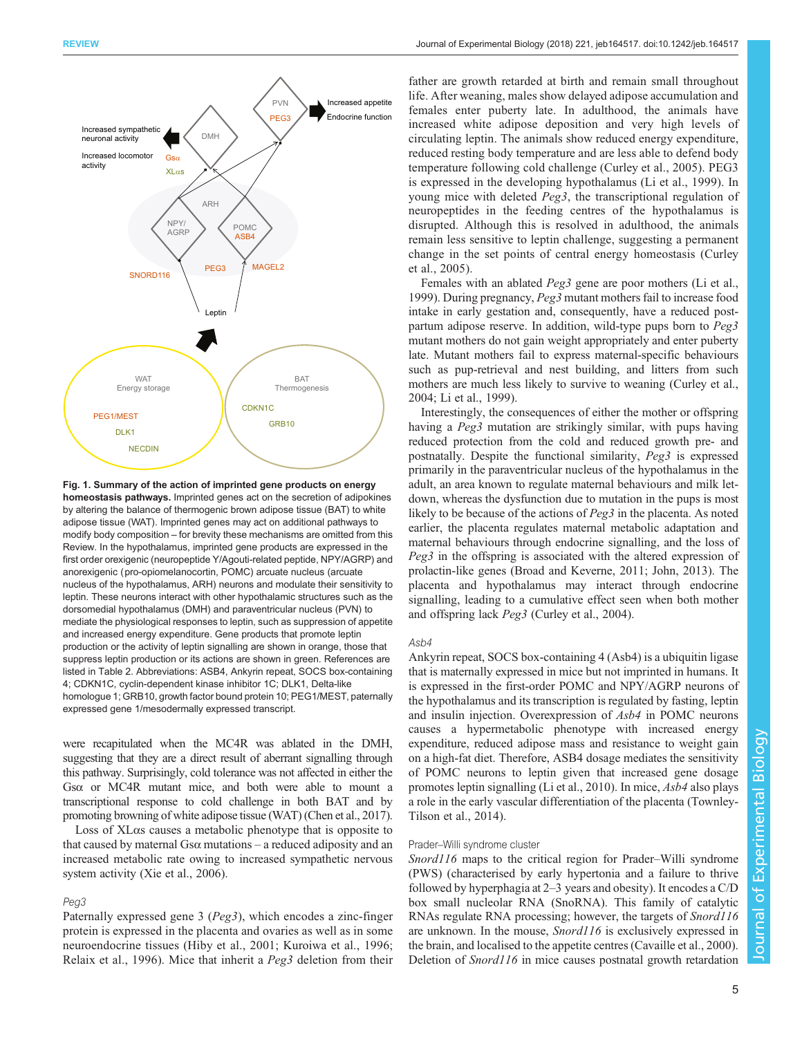**Fig. 1. Summary of the action of imprinted gene products on energy homeostasis pathways.** Imprinted genes act on the secretion of adipokines by altering the balance of thermogenic brown adipose tissue (BAT) to white adipose tissue (WAT). Imprinted genes may act on additional pathways to modify body composition – for brevity these mechanisms are omitted from this Review. In the hypothalamus, imprinted gene products are expressed in the first order orexigenic (neuropeptide Y/Agouti-related peptide, NPY/AGRP) and anorexigenic (pro-opiomelanocortin, POMC) arcuate nucleus (arcuate nucleus of the hypothalamus, ARH) neurons and modulate their sensitivity to leptin. These neurons interact with other hypothalamic structures such as the dorsomedial hypothalamus (DMH) and paraventricular nucleus (PVN) to mediate the physiological responses to leptin, such as suppression of appetite and increased energy expenditure. Gene products that promote leptin production or the activity of leptin signalling are shown in orange, those that suppress leptin production or its actions are shown in green. References are listed in Table 2. Abbreviations: ASB4, Ankyrin repeat, SOCS box-containing 4; CDKN1C, cyclin-dependent kinase inhibitor 1C; DLK1, Delta-like homologue 1; GRB10, growth factor bound protein 10; PEG1/MEST, paternally expressed gene 1/mesodermally expressed transcript.

were recapitulated when the MC4R was ablated in the DMH, suggesting that they are a direct result of aberrant signalling through this pathway. Surprisingly, cold tolerance was not affected in either the Gsα or MC4R mutant mice, and both were able to mount a transcriptional response to cold challenge in both BAT and by promoting browning of white adipose tissue (WAT) (Chen et al., 2017).

Loss of XLαs causes a metabolic phenotype that is opposite to that caused by maternal Gsα mutations – a reduced adiposity and an increased metabolic rate owing to increased sympathetic nervous system activity (Xie et al., 2006).

### *Peg3*

Paternally expressed gene 3 (*Peg3*), which encodes a zinc-finger protein is expressed in the placenta and ovaries as well as in some neuroendocrine tissues (Hiby et al., 2001; Kuroiwa et al., 1996; Relaix et al., 1996). Mice that inherit a *Peg3* deletion from their father are growth retarded at birth and remain small throughout life. After weaning, males show delayed adipose accumulation and females enter puberty late. In adulthood, the animals have increased white adipose deposition and very high levels of circulating leptin. The animals show reduced energy expenditure, reduced resting body temperature and are less able to defend body temperature following cold challenge (Curley et al., 2005). PEG3 is expressed in the developing hypothalamus (Li et al., 1999). In young mice with deleted *Peg3*, the transcriptional regulation of neuropeptides in the feeding centres of the hypothalamus is disrupted. Although this is resolved in adulthood, the animals remain less sensitive to leptin challenge, suggesting a permanent change in the set points of central energy homeostasis (Curley et al., 2005).

Females with an ablated *Peg3* gene are poor mothers (Li et al., 1999). During pregnancy, *Peg3* mutant mothers fail to increase food intake in early gestation and, consequently, have a reduced post-partum adipose reserve. In addition, wild-type pups born to *Peg3* mutant mothers do not gain weight appropriately and enter puberty late. Mutant mothers fail to express maternal-specific behaviours such as pup-retrieval and nest building, and litters from such mothers are much less likely to survive to weaning (Curley et al., 2004; Li et al., 1999).

Interestingly, the consequences of either the mother or offspring having a *Peg3* mutation are strikingly similar, with pups having reduced protection from the cold and reduced growth pre- and postnatally. Despite the functional similarity, *Peg3* is expressed primarily in the paraventricular nucleus of the hypothalamus in the adult, an area known to regulate maternal behaviours and milk let-down, whereas the dysfunction due to mutation in the pups is most likely to be because of the actions of *Peg3* in the placenta. As noted earlier, the placenta regulates maternal metabolic adaptation and maternal behaviours through endocrine signalling, and the loss of *Peg3* in the offspring is associated with the altered expression of prolactin-like genes (Broad and Keverne, 2011; John, 2013). The placenta and hypothalamus may interact through endocrine signalling, leading to a cumulative effect seen when both mother and offspring lack *Peg3* (Curley et al., 2004).

### *Asb4*

Ankyrin repeat, SOCS box-containing 4 (Asb4) is a ubiquitin ligase that is maternally expressed in mice but not imprinted in humans. It is expressed in the first-order POMC and NPY/AGRP neurons of the hypothalamus and its transcription is regulated by fasting, leptin and insulin injection. Overexpression of *Asb4* in POMC neurons causes a hypermetabolic phenotype with increased energy expenditure, reduced adipose mass and resistance to weight gain on a high-fat diet. Therefore, ASB4 dosage mediates the sensitivity of POMC neurons to leptin given that increased gene dosage promotes leptin signalling (Li et al., 2010). In mice, *Asb4* also plays a role in the early vascular differentiation of the placenta (Townley-Tilson et al., 2014).

### Prader–Willi syndrome cluster

*Snord116* maps to the critical region for Prader–Willi syndrome (PWS) (characterised by early hypertonia and a failure to thrive followed by hyperphagia at 2–3 years and obesity). It encodes a C/D box small nucleolar RNA (SnoRNA). This family of catalytic RNAs regulate RNA processing; however, the targets of *Snord116* are unknown. In the mouse, *Snord116* is exclusively expressed in the brain, and localised to the appetite centres (Cavaille et al., 2000). Deletion of *Snord116* in mice causes postnatal growth retardation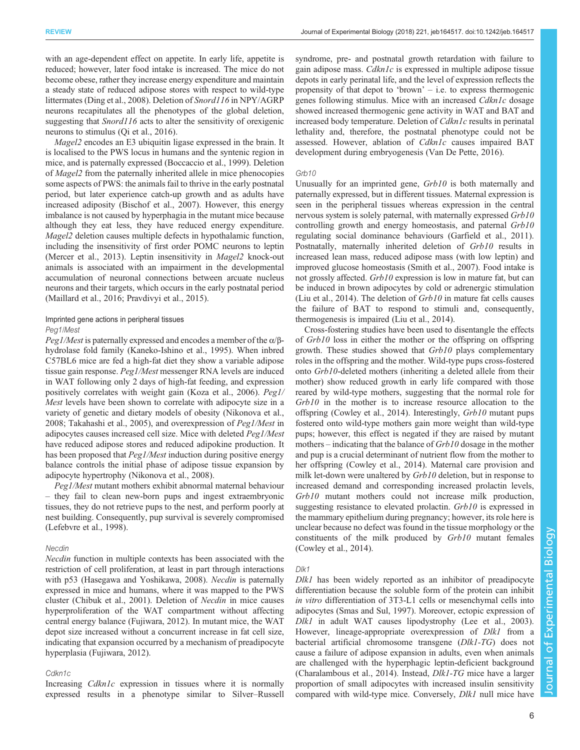with an age-dependent effect on appetite. In early life, appetite is reduced; however, later food intake is increased. The mice do not become obese, rather they increase energy expenditure and maintain a steady state of reduced adipose stores with respect to wild-type littermates (Ding et al., 2008). Deletion of *Snord116* in NPY/AGRP neurons recapitulates all the phenotypes of the global deletion, suggesting that *Snord116* acts to alter the sensitivity of orexigenic neurons to stimulus (Qi et al., 2016).

*Magel2* encodes an E3 ubiquitin ligase expressed in the brain. It is localised to the PWS locus in humans and the syntenic region in mice, and is paternally expressed (Boccaccio et al., 1999). Deletion of *Magel2* from the paternally inherited allele in mice phenocopies some aspects of PWS: the animals fail to thrive in the early postnatal period, but later experience catch-up growth and as adults have increased adiposity (Bischof et al., 2007). However, this energy imbalance is not caused by hyperphagia in the mutant mice because although they eat less, they have reduced energy expenditure. *Magel2* deletion causes multiple defects in hypothalamic function, including the insensitivity of first order POMC neurons to leptin (Mercer et al., 2013). Leptin insensitivity in *Magel2* knock-out animals is associated with an impairment in the developmental accumulation of neuronal connections between arcuate nucleus neurons and their targets, which occurs in the early postnatal period (Maillard et al., 2016; Pravdivyi et al., 2015).

## Imprinted gene actions in peripheral tissues

### *Peg1/Mest*

*Peg1/Mest* is paternally expressed and encodes a member of the α/β-hydrolase fold family (Kaneko-Ishino et al., 1995). When inbred C57BL6 mice are fed a high-fat diet they show a variable adipose tissue gain response. *Peg1/Mest* messenger RNA levels are induced in WAT following only 2 days of high-fat feeding, and expression positively correlates with weight gain (Koza et al., 2006). *Peg1/Mest* levels have been shown to correlate with adipocyte size in a variety of genetic and dietary models of obesity (Nikonova et al., 2008; Takahashi et al., 2005), and overexpression of *Peg1/Mest* in adipocytes causes increased cell size. Mice with deleted *Peg1/Mest* have reduced adipose stores and reduced adipokine production. It has been proposed that *Peg1/Mest* induction during positive energy balance controls the initial phase of adipose tissue expansion by adipocyte hypertrophy (Nikonova et al., 2008).

*Peg1/Mest* mutant mothers exhibit abnormal maternal behaviour – they fail to clean new-born pups and ingest extraembryonic tissues, they do not retrieve pups to the nest, and perform poorly at nest building. Consequently, pup survival is severely compromised (Lefebvre et al., 1998).

### *Necdin*

*Necdin* function in multiple contexts has been associated with the restriction of cell proliferation, at least in part through interactions with p53 (Hasegawa and Yoshikawa, 2008). *Necdin* is paternally expressed in mice and humans, where it was mapped to the PWS cluster (Chibuk et al., 2001). Deletion of *Necdin* in mice causes hyperproliferation of the WAT compartment without affecting central energy balance (Fujiwara, 2012). In mutant mice, the WAT depot size increased without a concurrent increase in fat cell size, indicating that expansion occurred by a mechanism of preadipocyte hyperplasia (Fujiwara, 2012).

### *Cdkn1c*

Increasing *Cdkn1c* expression in tissues where it is normally expressed results in a phenotype similar to Silver–Russell syndrome, pre- and postnatal growth retardation with failure to gain adipose mass. *Cdkn1c* is expressed in multiple adipose tissue depots in early perinatal life, and the level of expression reflects the propensity of that depot to 'brown' – i.e. to express thermogenic genes following stimulus. Mice with an increased *Cdkn1c* dosage showed increased thermogenic gene activity in WAT and BAT and increased body temperature. Deletion of *Cdkn1c* results in perinatal lethality and, therefore, the postnatal phenotype could not be assessed. However, ablation of *Cdkn1c* causes impaired BAT development during embryogenesis (Van De Pette, 2016).

### *Grb10*

Unusually for an imprinted gene, *Grb10* is both maternally and paternally expressed, but in different tissues. Maternal expression is seen in the peripheral tissues whereas expression in the central nervous system is solely paternal, with maternally expressed *Grb10* controlling growth and energy homeostasis, and paternal *Grb10* regulating social dominance behaviours (Garfield et al., 2011). Postnatally, maternally inherited deletion of *Grb10* results in increased lean mass, reduced adipose mass (with low leptin) and improved glucose homeostasis (Smith et al., 2007). Food intake is not grossly affected. *Grb10* expression is low in mature fat, but can be induced in brown adipocytes by cold or adrenergic stimulation (Liu et al., 2014). The deletion of *Grb10* in mature fat cells causes the failure of BAT to respond to stimuli and, consequently, thermogenesis is impaired (Liu et al., 2014).

Cross-fostering studies have been used to disentangle the effects of *Grb10* loss in either the mother or the offspring on offspring growth. These studies showed that *Grb10* plays complementary roles in the offspring and the mother. Wild-type pups cross-fostered onto *Grb10*-deleted mothers (inheriting a deleted allele from their mother) show reduced growth in early life compared with those reared by wild-type mothers, suggesting that the normal role for *Grb10* in the mother is to increase resource allocation to the offspring (Cowley et al., 2014). Interestingly, *Grb10* mutant pups fostered onto wild-type mothers gain more weight than wild-type pups; however, this effect is negated if they are raised by mutant mothers – indicating that the balance of *Grb10* dosage in the mother and pup is a crucial determinant of nutrient flow from the mother to her offspring (Cowley et al., 2014). Maternal care provision and milk let-down were unaltered by *Grb10* deletion, but in response to increased demand and corresponding increased prolactin levels, *Grb10* mutant mothers could not increase milk production, suggesting resistance to elevated prolactin. *Grb10* is expressed in the mammary epithelium during pregnancy; however, its role here is unclear because no defect was found in the tissue morphology or the constituents of the milk produced by *Grb10* mutant females (Cowley et al., 2014).

### *Dlk1*

*Dlk1* has been widely reported as an inhibitor of preadipocyte differentiation because the soluble form of the protein can inhibit *in vitro* differentiation of 3T3-L1 cells or mesenchymal cells into adipocytes (Smas and Sul, 1997). Moreover, ectopic expression of *Dlk1* in adult WAT causes lipodystrophy (Lee et al., 2003). However, lineage-appropriate overexpression of *Dlk1* from a bacterial artificial chromosome transgene (*Dlk1-TG*) does not cause a failure of adipose expansion in adults, even when animals are challenged with the hyperphagic leptin-deficient background (Charalambous et al., 2014). Instead, *Dlk1-TG* mice have a larger proportion of small adipocytes with increased insulin sensitivity compared with wild-type mice. Conversely, *Dlk1* null mice have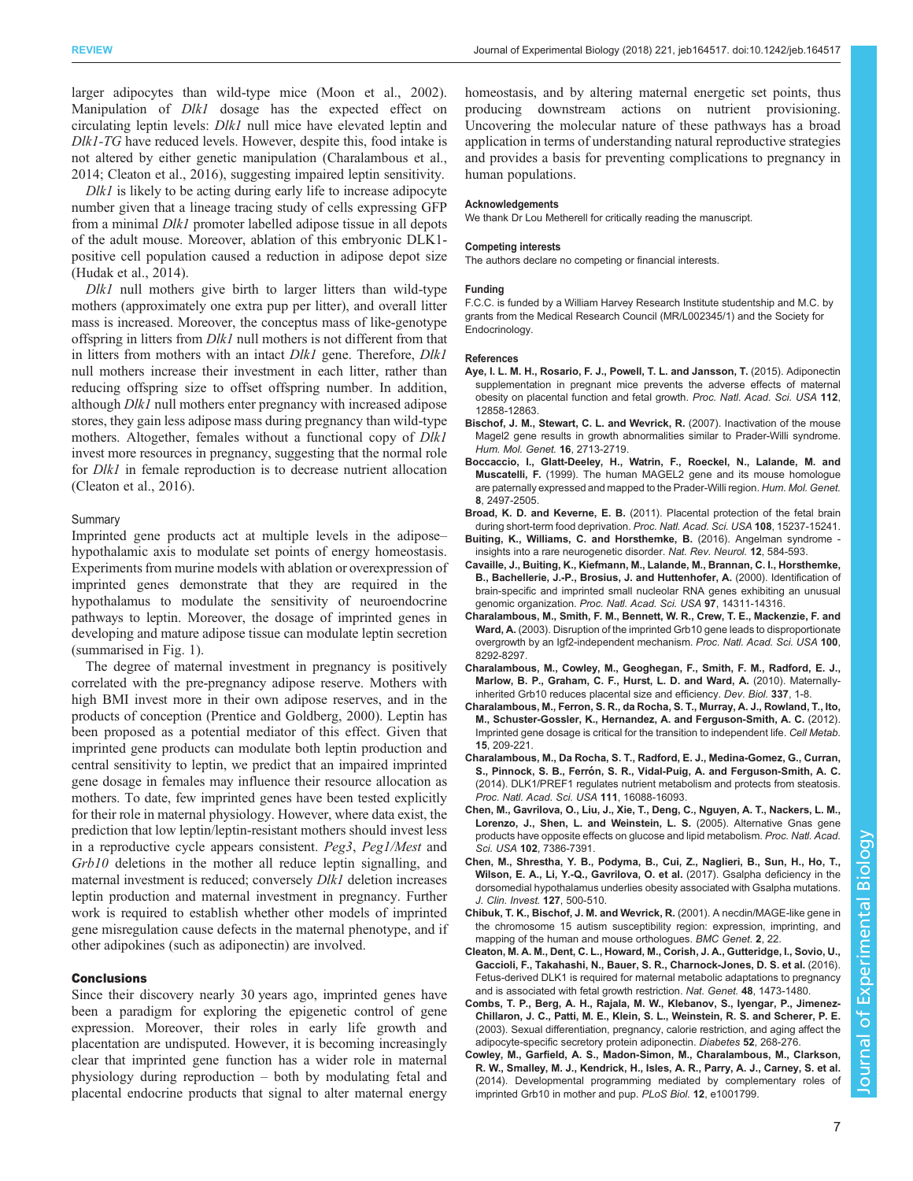larger adipocytes than wild-type mice (Moon et al., 2002). Manipulation of *Dlk1* dosage has the expected effect on circulating leptin levels: *Dlk1* null mice have elevated leptin and *Dlk1-TG* have reduced levels. However, despite this, food intake is not altered by either genetic manipulation (Charalambous et al., 2014; Cleaton et al., 2016), suggesting impaired leptin sensitivity.

*Dlk1* is likely to be acting during early life to increase adipocyte number given that a lineage tracing study of cells expressing GFP from a minimal *Dlk1* promoter labelled adipose tissue in all depots of the adult mouse. Moreover, ablation of this embryonic DLK1-positive cell population caused a reduction in adipose depot size (Hudak et al., 2014).

*Dlk1* null mothers give birth to larger litters than wild-type mothers (approximately one extra pup per litter), and overall litter mass is increased. Moreover, the conceptus mass of like-genotype offspring in litters from *Dlk1* null mothers is not different from that in litters from mothers with an intact *Dlk1* gene. Therefore, *Dlk1* null mothers increase their investment in each litter, rather than reducing offspring size to offset offspring number. In addition, although *Dlk1* null mothers enter pregnancy with increased adipose stores, they gain less adipose mass during pregnancy than wild-type mothers. Altogether, females without a functional copy of *Dlk1* invest more resources in pregnancy, suggesting that the normal role for *Dlk1* in female reproduction is to decrease nutrient allocation (Cleaton et al., 2016).

### Summary

Imprinted gene products act at multiple levels in the adipose–hypothalamic axis to modulate set points of energy homeostasis. Experiments from murine models with ablation or overexpression of imprinted genes demonstrate that they are required in the hypothalamus to modulate the sensitivity of neuroendocrine pathways to leptin. Moreover, the dosage of imprinted genes in developing and mature adipose tissue can modulate leptin secretion (summarised in Fig. 1).

The degree of maternal investment in pregnancy is positively correlated with the pre-pregnancy adipose reserve. Mothers with high BMI invest more in their own adipose reserves, and in the products of conception (Prentice and Goldberg, 2000). Leptin has been proposed as a potential mediator of this effect. Given that imprinted gene products can modulate both leptin production and central sensitivity to leptin, we predict that an impaired imprinted gene dosage in females may influence their resource allocation as mothers. To date, few imprinted genes have been tested explicitly for their role in maternal physiology. However, where data exist, the prediction that low leptin/leptin-resistant mothers should invest less in a reproductive cycle appears consistent. *Peg3*, *Peg1/Mest* and *Grb10* deletions in the mother all reduce leptin signalling, and maternal investment is reduced; conversely *Dlk1* deletion increases leptin production and maternal investment in pregnancy. Further work is required to establish whether other models of imprinted gene misregulation cause defects in the maternal phenotype, and if other adipokines (such as adiponectin) are involved.

## Conclusions

Since their discovery nearly 30 years ago, imprinted genes have been a paradigm for exploring the epigenetic control of gene expression. Moreover, their roles in early life growth and placentation are undisputed. However, it is becoming increasingly clear that imprinted gene function has a wider role in maternal physiology during reproduction – both by modulating fetal and placental endocrine products that signal to alter maternal energy homeostasis, and by altering maternal energetic set points, thus producing downstream actions on nutrient provisioning. Uncovering the molecular nature of these pathways has a broad application in terms of understanding natural reproductive strategies and provides a basis for preventing complications to pregnancy in human populations.

#### Acknowledgements

We thank Dr Lou Metherell for critically reading the manuscript.

#### Competing interests

The authors declare no competing or financial interests.

#### Funding

F.C.C. is funded by a William Harvey Research Institute studentship and M.C. by grants from the Medical Research Council (MR/L002345/1) and the Society for Endocrinology.

#### References

**Aye, I. L. M. H., Rosario, F. J., Powell, T. L. and Jansson, T.** (2015). Adiponectin supplementation in pregnant mice prevents the adverse effects of maternal obesity on placental function and fetal growth. *Proc. Natl. Acad. Sci. USA* **112**, 12858-12863.

**Bischof, J. M., Stewart, C. L. and Wevrick, R.** (2007). Inactivation of the mouse Magel2 gene results in growth abnormalities similar to Prader-Willi syndrome. *Hum. Mol. Genet.* **16**, 2713-2719.

**Boccaccio, I., Glatt-Deeley, H., Watrin, F., Roeckel, N., Lalande, M. and Muscatelli, F.** (1999). The human MAGEL2 gene and its mouse homologue are paternally expressed and mapped to the Prader-Willi region. *Hum. Mol. Genet.* **8**, 2497-2505.

**Broad, K. D. and Keverne, E. B.** (2011). Placental protection of the fetal brain during short-term food deprivation. *Proc. Natl. Acad. Sci. USA* **108**, 15237-15241.

**Buiting, K., Williams, C. and Horsthemke, B.** (2016). Angelman syndrome - insights into a rare neurogenetic disorder. *Nat. Rev. Neurol.* **12**, 584-593.

**Cavaille, J., Buiting, K., Kiefmann, M., Lalande, M., Brannan, C. I., Horsthemke, B., Bachellerie, J.-P., Brosius, J. and Huttenhofer, A.** (2000). Identification of brain-specific and imprinted small nucleolar RNA genes exhibiting an unusual genomic organization. *Proc. Natl. Acad. Sci. USA* **97**, 14311-14316.

**Charalambous, M., Smith, F. M., Bennett, W. R., Crew, T. E., Mackenzie, F. and Ward, A.** (2003). Disruption of the imprinted Grb10 gene leads to disproportionate overgrowth by an Igf2-independent mechanism. *Proc. Natl. Acad. Sci. USA* **100**, 8292-8297.

**Charalambous, M., Cowley, M., Geoghegan, F., Smith, F. M., Radford, E. J., Marlow, B. P., Graham, C. F., Hurst, L. D. and Ward, A.** (2010). Maternally-inherited Grb10 reduces placental size and efficiency. *Dev. Biol.* **337**, 1-8.

**Charalambous, M., Ferron, S. R., da Rocha, S. T., Murray, A. J., Rowland, T., Ito, M., Schuster-Gossler, K., Hernandez, A. and Ferguson-Smith, A. C.** (2012). Imprinted gene dosage is critical for the transition to independent life. *Cell Metab.* **15**, 209-221.

**Charalambous, M., Da Rocha, S. T., Radford, E. J., Medina-Gomez, G., Curran, S., Pinnock, S. B., Ferrón, S. R., Vidal-Puig, A. and Ferguson-Smith, A. C.** (2014). DLK1/PREF1 regulates nutrient metabolism and protects from steatosis. *Proc. Natl. Acad. Sci. USA* **111**, 16088-16093.

**Chen, M., Gavrilova, O., Liu, J., Xie, T., Deng, C., Nguyen, A. T., Nackers, L. M., Lorenzo, J., Shen, L. and Weinstein, L. S.** (2005). Alternative Gnas gene products have opposite effects on glucose and lipid metabolism. *Proc. Natl. Acad. Sci. USA* **102**, 7386-7391.

**Chen, M., Shrestha, Y. B., Podyma, B., Cui, Z., Naglieri, B., Sun, H., Ho, T., Wilson, E. A., Li, Y.-Q., Gavrilova, O. et al.** (2017). Gsalpha deficiency in the dorsomedial hypothalamus underlies obesity associated with Gsalpha mutations. *J. Clin. Invest.* **127**, 500-510.

**Chibuk, T. K., Bischof, J. M. and Wevrick, R.** (2001). A necdin/MAGE-like gene in the chromosome 15 autism susceptibility region: expression, imprinting, and mapping of the human and mouse orthologues. *BMC Genet.* **2**, 22.

**Cleaton, M. A. M., Dent, C. L., Howard, M., Corish, J. A., Gutteridge, I., Sovio, U., Gaccioli, F., Takahashi, N., Bauer, S. R., Charnock-Jones, D. S. et al.** (2016). Fetus-derived DLK1 is required for maternal metabolic adaptations to pregnancy and is associated with fetal growth restriction. *Nat. Genet.* **48**, 1473-1480.

**Combs, T. P., Berg, A. H., Rajala, M. W., Klebanov, S., Iyengar, P., Jimenez-Chillaron, J. C., Patti, M. E., Klein, S. L., Weinstein, R. S. and Scherer, P. E.** (2003). Sexual differentiation, pregnancy, calorie restriction, and aging affect the adipocyte-specific secretory protein adiponectin. *Diabetes* **52**, 268-276.

**Cowley, M., Garfield, A. S., Madon-Simon, M., Charalambous, M., Clarkson, R. W., Smalley, M. J., Kendrick, H., Isles, A. R., Parry, A. J., Carney, S. et al.** (2014). Developmental programming mediated by complementary roles of imprinted Grb10 in mother and pup. *PLoS Biol.* **12**, e1001799.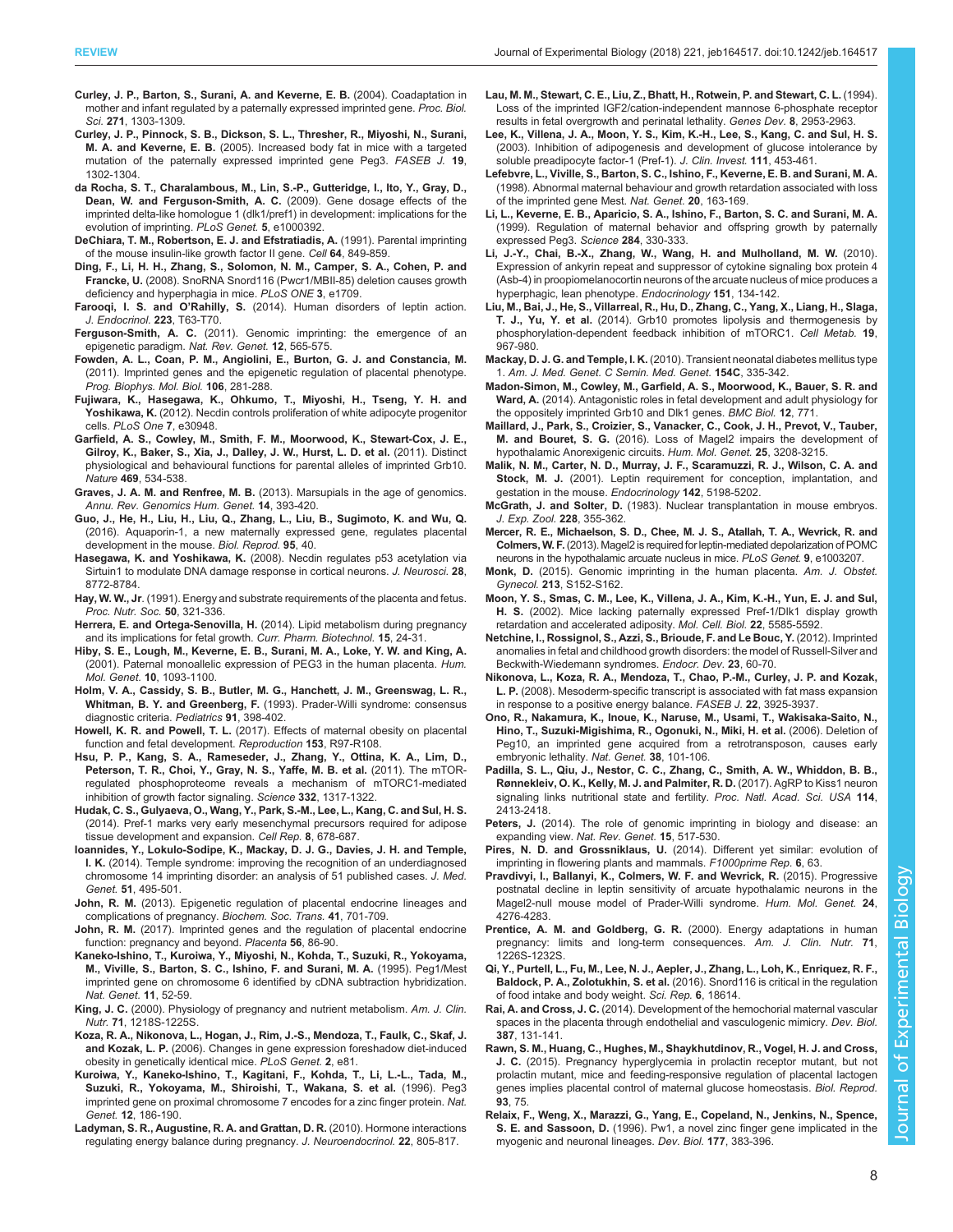**Curley, J. P., Barton, S., Surani, A. and Keverne, E. B.** (2004). Coadaptation in mother and infant regulated by a paternally expressed imprinted gene. *Proc. Biol. Sci.* **271**, 1303-1309.

**Curley, J. P., Pinnock, S. B., Dickson, S. L., Thresher, R., Miyoshi, N., Surani, M. A. and Keverne, E. B.** (2005). Increased body fat in mice with a targeted mutation of the paternally expressed imprinted gene Peg3. *FASEB J.* **19**, 1302-1304.

**da Rocha, S. T., Charalambous, M., Lin, S.-P., Gutteridge, I., Ito, Y., Gray, D., Dean, W. and Ferguson-Smith, A. C.** (2009). Gene dosage effects of the imprinted delta-like homologue 1 (dlk1/pref1) in development: implications for the evolution of imprinting. *PLoS Genet.* **5**, e1000392.

**DeChiara, T. M., Robertson, E. J. and Efstratiadis, A.** (1991). Parental imprinting of the mouse insulin-like growth factor II gene. *Cell* **64**, 849-859.

**Ding, F., Li, H. H., Zhang, S., Solomon, N. M., Camper, S. A., Cohen, P. and Francke, U.** (2008). SnoRNA Snord116 (Pwcr1/MBII-85) deletion causes growth deficiency and hyperphagia in mice. *PLoS ONE* **3**, e1709.

**Farooqi, I. S. and O'Rahilly, S.** (2014). Human disorders of leptin action. *J. Endocrinol.* **223**, T63-T70.

**Ferguson-Smith, A. C.** (2011). Genomic imprinting: the emergence of an epigenetic paradigm. *Nat. Rev. Genet.* **12**, 565-575.

**Fowden, A. L., Coan, P. M., Angiolini, E., Burton, G. J. and Constancia, M.** (2011). Imprinted genes and the epigenetic regulation of placental phenotype. *Prog. Biophys. Mol. Biol.* **106**, 281-288.

**Fujiwara, K., Hasegawa, K., Ohkumo, T., Miyoshi, H., Tseng, Y. H. and Yoshikawa, K.** (2012). Necdin controls proliferation of white adipocyte progenitor cells. *PLoS One* **7**, e30948.

**Garfield, A. S., Cowley, M., Smith, F. M., Moorwood, K., Stewart-Cox, J. E., Gilroy, K., Baker, S., Xia, J., Dalley, J. W., Hurst, L. D. et al.** (2011). Distinct physiological and behavioural functions for parental alleles of imprinted Grb10. *Nature* **469**, 534-538.

**Graves, J. A. M. and Renfree, M. B.** (2013). Marsupials in the age of genomics. *Annu. Rev. Genomics Hum. Genet.* **14**, 393-420.

**Guo, J., He, H., Liu, H., Liu, Q., Zhang, L., Liu, B., Sugimoto, K. and Wu, Q.** (2016). Aquaporin-1, a new maternally expressed gene, regulates placental development in the mouse. *Biol. Reprod.* **95**, 40.

**Hasegawa, K. and Yoshikawa, K.** (2008). Necdin regulates p53 acetylation via Sirtuin1 to modulate DNA damage response in cortical neurons. *J. Neurosci.* **28**, 8772-8784.

**Hay, W. W., Jr** (1991). Energy and substrate requirements of the placenta and fetus. *Proc. Nutr. Soc.* **50**, 321-336.

**Herrera, E. and Ortega-Senovilla, H.** (2014). Lipid metabolism during pregnancy and its implications for fetal growth. *Curr. Pharm. Biotechnol.* **15**, 24-31.

**Hiby, S. E., Lough, M., Keverne, E. B., Surani, M. A., Loke, Y. W. and King, A.** (2001). Paternal monoallelic expression of PEG3 in the human placenta. *Hum. Mol. Genet.* **10**, 1093-1100.

**Holm, V. A., Cassidy, S. B., Butler, M. G., Hanchett, J. M., Greenswag, L. R., Whitman, B. Y. and Greenberg, F.** (1993). Prader-Willi syndrome: consensus diagnostic criteria. *Pediatrics* **91**, 398-402.

**Howell, K. R. and Powell, T. L.** (2017). Effects of maternal obesity on placental function and fetal development. *Reproduction* **153**, R97-R108.

**Hsu, P. P., Kang, S. A., Rameseder, J., Zhang, Y., Ottina, K. A., Lim, D., Peterson, T. R., Choi, Y., Gray, N. S., Yaffe, M. B. et al.** (2011). The mTOR-regulated phosphoproteome reveals a mechanism of mTORC1-mediated inhibition of growth factor signaling. *Science* **332**, 1317-1322.

**Hudak, C. S., Gulyaeva, O., Wang, Y., Park, S.-M., Lee, L., Kang, C. and Sul, H. S.** (2014). Pref-1 marks very early mesenchymal precursors required for adipose tissue development and expansion. *Cell Rep.* **8**, 678-687.

**Ioannides, Y., Lokulo-Sodipe, K., Mackay, D. J. G., Davies, J. H. and Temple, I. K.** (2014). Temple syndrome: improving the recognition of an underdiagnosed chromosome 14 imprinting disorder: an analysis of 51 published cases. *J. Med. Genet.* **51**, 495-501.

**John, R. M.** (2013). Epigenetic regulation of placental endocrine lineages and complications of pregnancy. *Biochem. Soc. Trans.* **41**, 701-709.

**John, R. M.** (2017). Imprinted genes and the regulation of placental endocrine function: pregnancy and beyond. *Placenta* **56**, 86-90.

**Kaneko-Ishino, T., Kuroiwa, Y., Miyoshi, N., Kohda, T., Suzuki, R., Yokoyama, M., Viville, S., Barton, S. C., Ishino, F. and Surani, M. A.** (1995). Peg1/Mest imprinted gene on chromosome 6 identified by cDNA subtraction hybridization. *Nat. Genet.* **11**, 52-59.

**King, J. C.** (2000). Physiology of pregnancy and nutrient metabolism. *Am. J. Clin. Nutr.* **71**, 1218S-1225S.

**Koza, R. A., Nikonova, L., Hogan, J., Rim, J.-S., Mendoza, T., Faulk, C., Skaf, J. and Kozak, L. P.** (2006). Changes in gene expression foreshadow diet-induced obesity in genetically identical mice. *PLoS Genet.* **2**, e81.

**Kuroiwa, Y., Kaneko-Ishino, T., Kagitani, F., Kohda, T., Li, L.-L., Tada, M., Suzuki, R., Yokoyama, M., Shiroishi, T., Wakana, S. et al.** (1996). Peg3 imprinted gene on proximal chromosome 7 encodes for a zinc finger protein. *Nat. Genet.* **12**, 186-190.

**Ladyman, S. R., Augustine, R. A. and Grattan, D. R.** (2010). Hormone interactions regulating energy balance during pregnancy. *J. Neuroendocrinol.* **22**, 805-817.

**Lau, M. M., Stewart, C. E., Liu, Z., Bhatt, H., Rotwein, P. and Stewart, C. L.** (1994). Loss of the imprinted IGF2/cation-independent mannose 6-phosphate receptor results in fetal overgrowth and perinatal lethality. *Genes Dev.* **8**, 2953-2963.

**Lee, K., Villena, J. A., Moon, Y. S., Kim, K.-H., Lee, S., Kang, C. and Sul, H. S.** (2003). Inhibition of adipogenesis and development of glucose intolerance by soluble preadipocyte factor-1 (Pref-1). *J. Clin. Invest.* **111**, 453-461.

**Lefebvre, L., Viville, S., Barton, S. C., Ishino, F., Keverne, E. B. and Surani, M. A.** (1998). Abnormal maternal behaviour and growth retardation associated with loss of the imprinted gene Mest. *Nat. Genet.* **20**, 163-169.

**Li, L., Keverne, E. B., Aparicio, S. A., Ishino, F., Barton, S. C. and Surani, M. A.** (1999). Regulation of maternal behavior and offspring growth by paternally expressed Peg3. *Science* **284**, 330-333.

**Li, J.-Y., Chai, B.-X., Zhang, W., Wang, H. and Mulholland, M. W.** (2010). Expression of ankyrin repeat and suppressor of cytokine signaling box protein 4 (Asb-4) in proopiomelanocortin neurons of the arcuate nucleus of mice produces a hyperphagic, lean phenotype. *Endocrinology* **151**, 134-142.

**Liu, M., Bai, J., He, S., Villarreal, R., Hu, D., Zhang, C., Yang, X., Liang, H., Slaga, T. J., Yu, Y. et al.** (2014). Grb10 promotes lipolysis and thermogenesis by phosphorylation-dependent feedback inhibition of mTORC1. *Cell Metab.* **19**, 967-980.

**Mackay, D. J. G. and Temple, I. K.** (2010). Transient neonatal diabetes mellitus type 1. *Am. J. Med. Genet. C Semin. Med. Genet.* **154C**, 335-342.

**Madon-Simon, M., Cowley, M., Garfield, A. S., Moorwood, K., Bauer, S. R. and Ward, A.** (2014). Antagonistic roles in fetal development and adult physiology for the oppositely imprinted Grb10 and Dlk1 genes. *BMC Biol.* **12**, 771.

**Maillard, J., Park, S., Croizier, S., Vanacker, C., Cook, J. H., Prevot, V., Tauber, M. and Bouret, S. G.** (2016). Loss of Magel2 impairs the development of hypothalamic Anorexigenic circuits. *Hum. Mol. Genet.* **25**, 3208-3215.

**Malik, N. M., Carter, N. D., Murray, J. F., Scaramuzzi, R. J., Wilson, C. A. and Stock, M. J.** (2001). Leptin requirement for conception, implantation, and gestation in the mouse. *Endocrinology* **142**, 5198-5202.

**McGrath, J. and Solter, D.** (1983). Nuclear transplantation in mouse embryos. *J. Exp. Zool.* **228**, 355-362.

**Mercer, R. E., Michaelson, S. D., Chee, M. J. S., Atallah, T. A., Wevrick, R. and Colmers, W. F.** (2013). Magel2 is required for leptin-mediated depolarization of POMC neurons in the hypothalamic arcuate nucleus in mice. *PLoS Genet.* **9**, e1003207.

**Monk, D.** (2015). Genomic imprinting in the human placenta. *Am. J. Obstet. Gynecol.* **213**, S152-S162.

**Moon, Y. S., Smas, C. M., Lee, K., Villena, J. A., Kim, K.-H., Yun, E. J. and Sul, H. S.** (2002). Mice lacking paternally expressed Pref-1/Dlk1 display growth retardation and accelerated adiposity. *Mol. Cell. Biol.* **22**, 5585-5592.

**Netchine, I., Rossignol, S., Azzi, S., Brioude, F. and Le Bouc, Y.** (2012). Imprinted anomalies in fetal and childhood growth disorders: the model of Russell-Silver and Beckwith-Wiedemann syndromes. *Endocr. Dev.* **23**, 60-70.

**Nikonova, L., Koza, R. A., Mendoza, T., Chao, P.-M., Curley, J. P. and Kozak, L. P.** (2008). Mesoderm-specific transcript is associated with fat mass expansion in response to a positive energy balance. *FASEB J.* **22**, 3925-3937.

**Ono, R., Nakamura, K., Inoue, K., Naruse, M., Usami, T., Wakisaka-Saito, N., Hino, T., Suzuki-Migishima, R., Ogonuki, N., Miki, H. et al.** (2006). Deletion of Peg10, an imprinted gene acquired from a retrotransposon, causes early embryonic lethality. *Nat. Genet.* **38**, 101-106.

**Padilla, S. L., Qiu, J., Nestor, C. C., Zhang, C., Smith, A. W., Whiddon, B. B., Rønnekleiv, O. K., Kelly, M. J. and Palmiter, R. D.** (2017). AgRP to Kiss1 neuron signaling links nutritional state and fertility. *Proc. Natl. Acad. Sci. USA* **114**, 2413-2418.

**Peters, J.** (2014). The role of genomic imprinting in biology and disease: an expanding view. *Nat. Rev. Genet.* **15**, 517-530.

**Pires, N. D. and Grossniklaus, U.** (2014). Different yet similar: evolution of imprinting in flowering plants and mammals. *F1000prime Rep.* **6**, 63.

**Pravdivyi, I., Ballanyi, K., Colmers, W. F. and Wevrick, R.** (2015). Progressive postnatal decline in leptin sensitivity of arcuate hypothalamic neurons in the Magel2-null mouse model of Prader-Willi syndrome. *Hum. Mol. Genet.* **24**, 4276-4283.

**Prentice, A. M. and Goldberg, G. R.** (2000). Energy adaptations in human pregnancy: limits and long-term consequences. *Am. J. Clin. Nutr.* **71**, 1226S-1232S.

**Qi, Y., Purtell, L., Fu, M., Lee, N. J., Aepler, J., Zhang, L., Loh, K., Enriquez, R. F., Baldock, P. A., Zolotukhin, S. et al.** (2016). Snord116 is critical in the regulation of food intake and body weight. *Sci. Rep.* **6**, 18614.

**Rai, A. and Cross, J. C.** (2014). Development of the hemochorial maternal vascular spaces in the placenta through endothelial and vasculogenic mimicry. *Dev. Biol.* **387**, 131-141.

**Rawn, S. M., Huang, C., Hughes, M., Shaykhutdinov, R., Vogel, H. J. and Cross, J. C.** (2015). Pregnancy hyperglycemia in prolactin receptor mutant, but not prolactin mutant, mice and feeding-responsive regulation of placental lactogen genes implies placental control of maternal glucose homeostasis. *Biol. Reprod.* **93**, 75.

**Relaix, F., Weng, X., Marazzi, G., Yang, E., Copeland, N., Jenkins, N., Spence, S. E. and Sassoon, D.** (1996). Pw1, a novel zinc finger gene implicated in the myogenic and neuronal lineages. *Dev. Biol.* **177**, 383-396.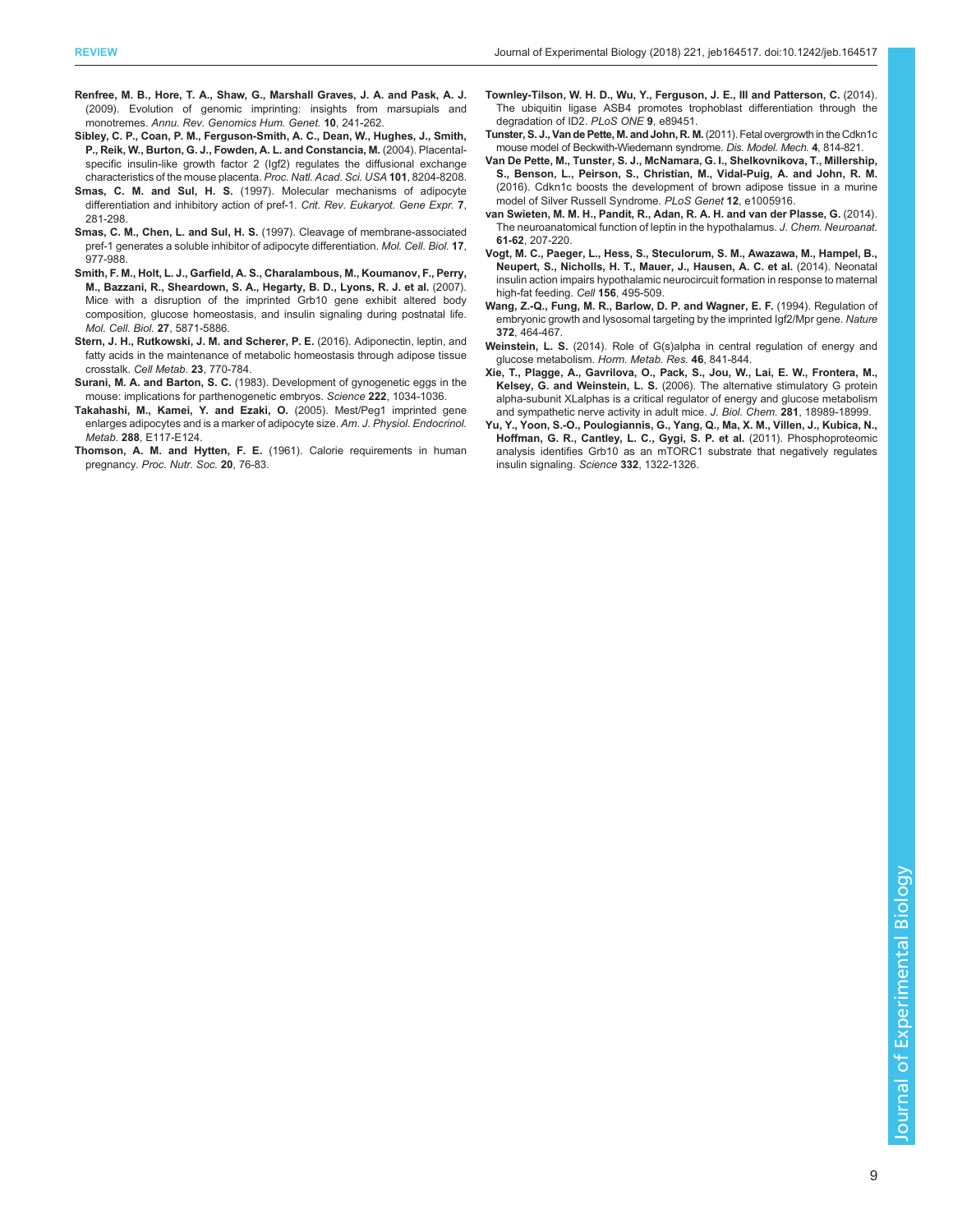**Renfree, M. B., Hore, T. A., Shaw, G., Marshall Graves, J. A. and Pask, A. J.** (2009). Evolution of genomic imprinting: insights from marsupials and monotremes. *Annu. Rev. Genomics Hum. Genet.* **10**, 241-262.

**Sibley, C. P., Coan, P. M., Ferguson-Smith, A. C., Dean, W., Hughes, J., Smith, P., Reik, W., Burton, G. J., Fowden, A. L. and Constancia, M.** (2004). Placental-specific insulin-like growth factor 2 (Igf2) regulates the diffusional exchange characteristics of the mouse placenta. *Proc. Natl. Acad. Sci. USA* **101**, 8204-8208.

**Smas, C. M. and Sul, H. S.** (1997). Molecular mechanisms of adipocyte differentiation and inhibitory action of pref-1. *Crit. Rev. Eukaryot. Gene Expr.* **7**, 281-298.

**Smas, C. M., Chen, L. and Sul, H. S.** (1997). Cleavage of membrane-associated pref-1 generates a soluble inhibitor of adipocyte differentiation. *Mol. Cell. Biol.* **17**, 977-988.

**Smith, F. M., Holt, L. J., Garfield, A. S., Charalambous, M., Koumanov, F., Perry, M., Bazzani, R., Sheardown, S. A., Hegarty, B. D., Lyons, R. J. et al.** (2007). Mice with a disruption of the imprinted Grb10 gene exhibit altered body composition, glucose homeostasis, and insulin signaling during postnatal life. *Mol. Cell. Biol.* **27**, 5871-5886.

**Stern, J. H., Rutkowski, J. M. and Scherer, P. E.** (2016). Adiponectin, leptin, and fatty acids in the maintenance of metabolic homeostasis through adipose tissue crosstalk. *Cell Metab.* **23**, 770-784.

**Surani, M. A. and Barton, S. C.** (1983). Development of gynogenetic eggs in the mouse: implications for parthenogenetic embryos. *Science* **222**, 1034-1036.

**Takahashi, M., Kamei, Y. and Ezaki, O.** (2005). Mest/Peg1 imprinted gene enlarges adipocytes and is a marker of adipocyte size. *Am. J. Physiol. Endocrinol. Metab.* **288**, E117-E124.

**Thomson, A. M. and Hytten, F. E.** (1961). Calorie requirements in human pregnancy. *Proc. Nutr. Soc.* **20**, 76-83.

**Townley-Tilson, W. H. D., Wu, Y., Ferguson, J. E., III and Patterson, C.** (2014). The ubiquitin ligase ASB4 promotes trophoblast differentiation through the degradation of ID2. *PLoS ONE* **9**, e89451.

**Tunster, S. J., Van de Pette, M. and John, R. M.** (2011). Fetal overgrowth in the Cdkn1c mouse model of Beckwith-Wiedemann syndrome. *Dis. Model. Mech.* **4**, 814-821.

**Van De Pette, M., Tunster, S. J., McNamara, G. I., Shelkovnikova, T., Millership, S., Benson, L., Peirson, S., Christian, M., Vidal-Puig, A. and John, R. M.** (2016). Cdkn1c boosts the development of brown adipose tissue in a murine model of Silver Russell Syndrome. *PLoS Genet* **12**, e1005916.

**van Swieten, M. M. H., Pandit, R., Adan, R. A. H. and van der Plasse, G.** (2014). The neuroanatomical function of leptin in the hypothalamus. *J. Chem. Neuroanat.* **61-62**, 207-220.

**Vogt, M. C., Paeger, L., Hess, S., Steculorum, S. M., Awazawa, M., Hampel, B., Neupert, S., Nicholls, H. T., Mauer, J., Hausen, A. C. et al.** (2014). Neonatal insulin action impairs hypothalamic neurocircuit formation in response to maternal high-fat feeding. *Cell* **156**, 495-509.

**Wang, Z.-Q., Fung, M. R., Barlow, D. P. and Wagner, E. F.** (1994). Regulation of embryonic growth and lysosomal targeting by the imprinted Igf2/Mpr gene. *Nature* **372**, 464-467.

**Weinstein, L. S.** (2014). Role of G(s)alpha in central regulation of energy and glucose metabolism. *Horm. Metab. Res.* **46**, 841-844.

**Xie, T., Plagge, A., Gavrilova, O., Pack, S., Jou, W., Lai, E. W., Frontera, M., Kelsey, G. and Weinstein, L. S.** (2006). The alternative stimulatory G protein alpha-subunit XLalphas is a critical regulator of energy and glucose metabolism and sympathetic nerve activity in adult mice. *J. Biol. Chem.* **281**, 18989-18999.

**Yu, Y., Yoon, S.-O., Poulogiannis, G., Yang, Q., Ma, X. M., Villen, J., Kubica, N., Hoffman, G. R., Cantley, L. C., Gygi, S. P. et al.** (2011). Phosphoproteomic analysis identifies Grb10 as an mTORC1 substrate that negatively regulates insulin signaling. *Science* **332**, 1322-1326.